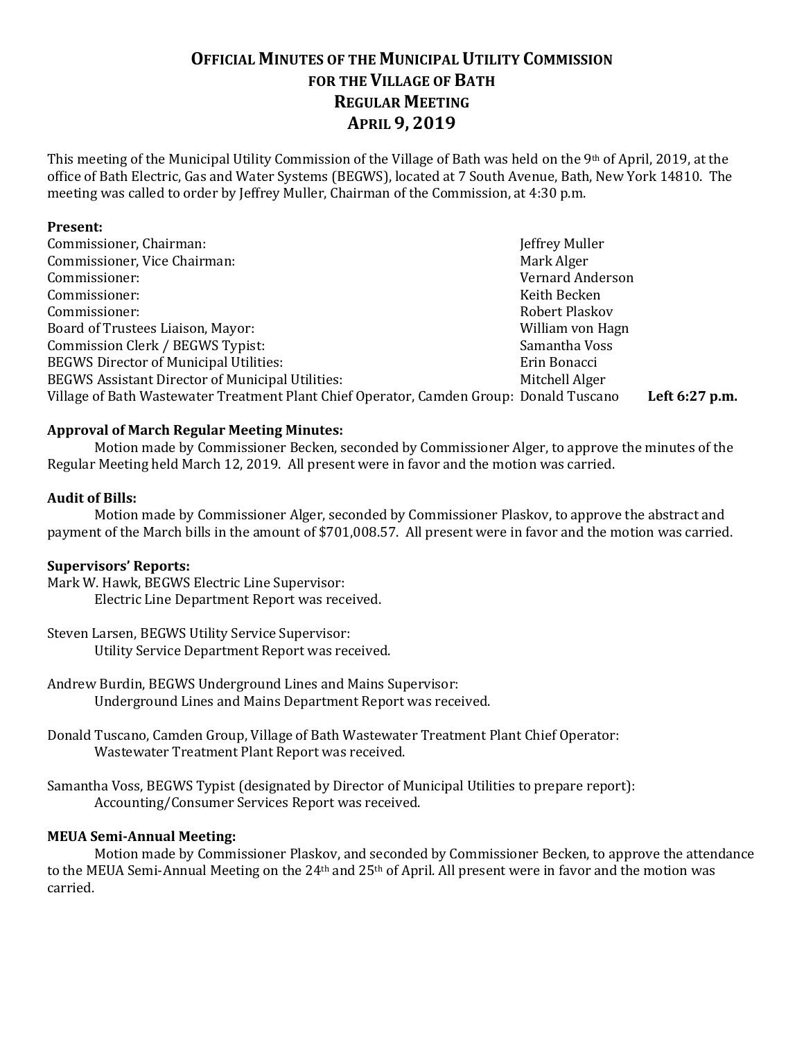# OFFICIAL MINUTES OF THE MUNICIPAL UTILITY COMMISSION FOR THE VILLAGE OF BATH REGULAR MEETING APRIL 9, 2019

This meeting of the Municipal Utility Commission of the Village of Bath was held on the 9th of April, 2019, at the office of Bath Electric, Gas and Water Systems (BEGWS), located at 7 South Avenue, Bath, New York 14810. The meeting was called to order by Jeffrey Muller, Chairman of the Commission, at 4:30 p.m.

**Present:**

| | | |
|---|---|---|
| Commissioner, Chairman: | Jeffrey Muller | |
| Commissioner, Vice Chairman: | Mark Alger | |
| Commissioner: | Vernard Anderson | |
| Commissioner: | Keith Becken | |
| Commissioner: | Robert Plaskov | |
| Board of Trustees Liaison, Mayor: | William von Hagn | |
| Commission Clerk / BEGWS Typist: | Samantha Voss | |
| BEGWS Director of Municipal Utilities: | Erin Bonacci | |
| BEGWS Assistant Director of Municipal Utilities: | Mitchell Alger | |
| Village of Bath Wastewater Treatment Plant Chief Operator, Camden Group: | Donald Tuscano | **Left 6:27 p.m.** |

**Approval of March Regular Meeting Minutes:**

Motion made by Commissioner Becken, seconded by Commissioner Alger, to approve the minutes of the Regular Meeting held March 12, 2019. All present were in favor and the motion was carried.

**Audit of Bills:**

Motion made by Commissioner Alger, seconded by Commissioner Plaskov, to approve the abstract and payment of the March bills in the amount of $701,008.57. All present were in favor and the motion was carried.

**Supervisors' Reports:**

Mark W. Hawk, BEGWS Electric Line Supervisor:
Electric Line Department Report was received.

Steven Larsen, BEGWS Utility Service Supervisor:
Utility Service Department Report was received.

Andrew Burdin, BEGWS Underground Lines and Mains Supervisor:
Underground Lines and Mains Department Report was received.

Donald Tuscano, Camden Group, Village of Bath Wastewater Treatment Plant Chief Operator:
Wastewater Treatment Plant Report was received.

Samantha Voss, BEGWS Typist (designated by Director of Municipal Utilities to prepare report):
Accounting/Consumer Services Report was received.

**MEUA Semi-Annual Meeting:**

Motion made by Commissioner Plaskov, and seconded by Commissioner Becken, to approve the attendance to the MEUA Semi-Annual Meeting on the 24th and 25th of April. All present were in favor and the motion was carried.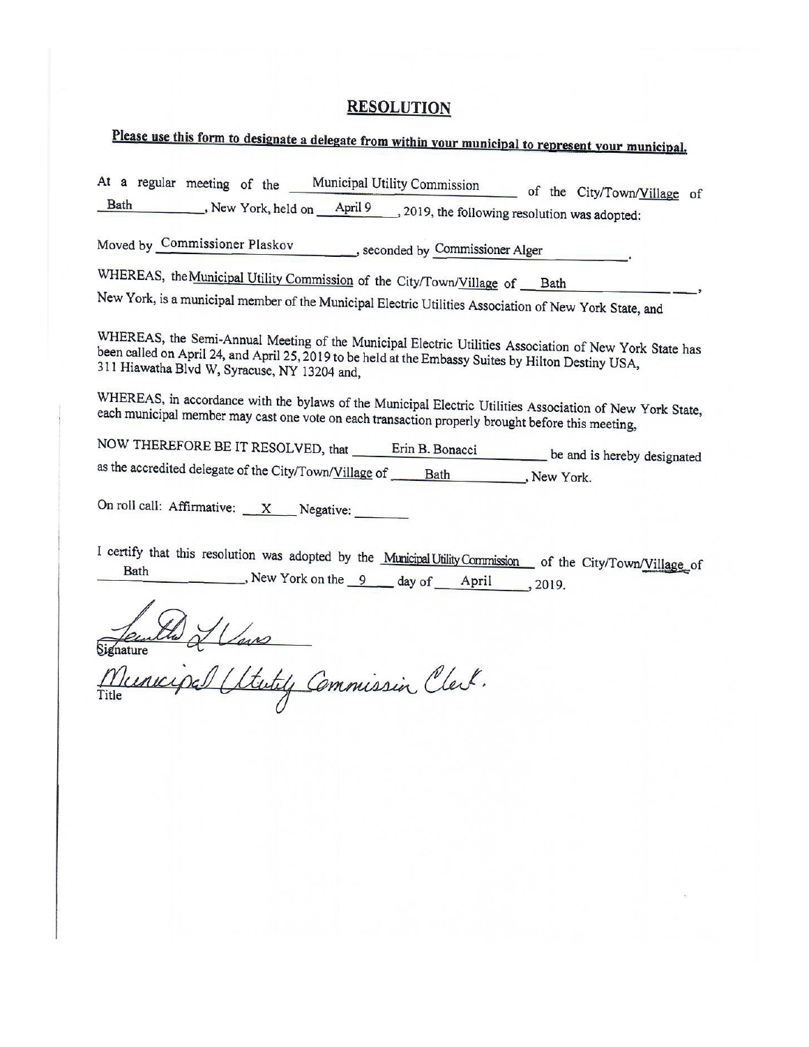# RESOLUTION

**Please use this form to designate a delegate from within your municipal to represent your municipal.**

At a regular meeting of the Municipal Utility Commission of the City/Town/Village of Bath, New York, held on April 9, 2019, the following resolution was adopted:

Moved by Commissioner Plaskov, seconded by Commissioner Alger.

WHEREAS, the Municipal Utility Commission of the City/Town/Village of Bath, New York, is a municipal member of the Municipal Electric Utilities Association of New York State, and

WHEREAS, the Semi-Annual Meeting of the Municipal Electric Utilities Association of New York State has been called on April 24, and April 25, 2019 to be held at the Embassy Suites by Hilton Destiny USA, 311 Hiawatha Blvd W, Syracuse, NY 13204 and,

WHEREAS, in accordance with the bylaws of the Municipal Electric Utilities Association of New York State, each municipal member may cast one vote on each transaction properly brought before this meeting,

NOW THEREFORE BE IT RESOLVED, that Erin B. Bonacci be and is hereby designated as the accredited delegate of the City/Town/Village of Bath, New York.

On roll call: Affirmative: X Negative: ______

I certify that this resolution was adopted by the Municipal Utility Commission of the City/Town/Village of Bath, New York on the 9 day of April, 2019.

[Signature]
Signature

Municipal Utility Commission Clerk.
Title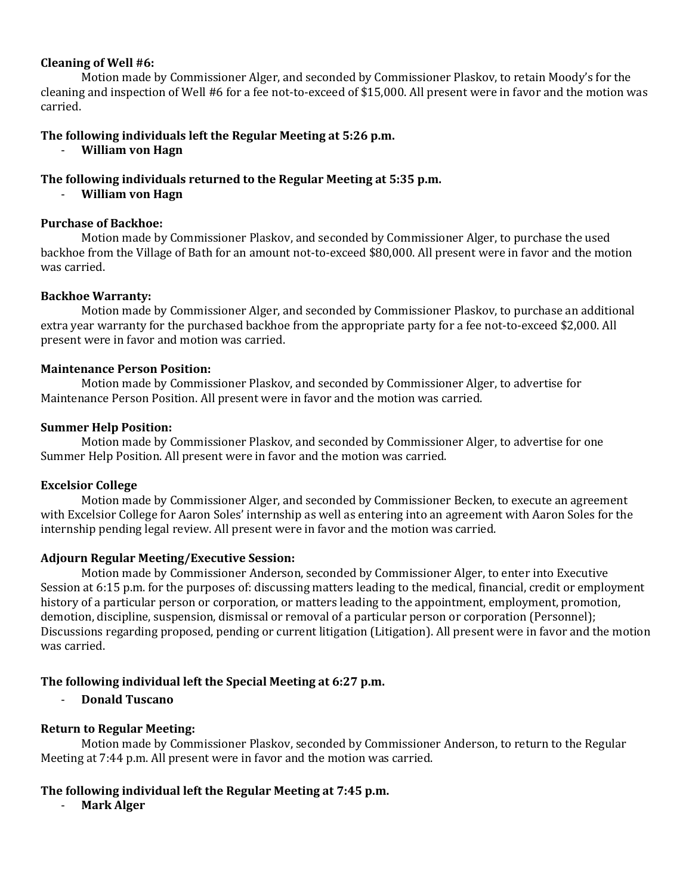**Cleaning of Well #6:**

Motion made by Commissioner Alger, and seconded by Commissioner Plaskov, to retain Moody's for the cleaning and inspection of Well #6 for a fee not-to-exceed of $15,000. All present were in favor and the motion was carried.

**The following individuals left the Regular Meeting at 5:26 p.m.**

- **William von Hagn**

**The following individuals returned to the Regular Meeting at 5:35 p.m.**

- **William von Hagn**

**Purchase of Backhoe:**

Motion made by Commissioner Plaskov, and seconded by Commissioner Alger, to purchase the used backhoe from the Village of Bath for an amount not-to-exceed $80,000. All present were in favor and the motion was carried.

**Backhoe Warranty:**

Motion made by Commissioner Alger, and seconded by Commissioner Plaskov, to purchase an additional extra year warranty for the purchased backhoe from the appropriate party for a fee not-to-exceed $2,000. All present were in favor and motion was carried.

**Maintenance Person Position:**

Motion made by Commissioner Plaskov, and seconded by Commissioner Alger, to advertise for Maintenance Person Position. All present were in favor and the motion was carried.

**Summer Help Position:**

Motion made by Commissioner Plaskov, and seconded by Commissioner Alger, to advertise for one Summer Help Position. All present were in favor and the motion was carried.

**Excelsior College**

Motion made by Commissioner Alger, and seconded by Commissioner Becken, to execute an agreement with Excelsior College for Aaron Soles' internship as well as entering into an agreement with Aaron Soles for the internship pending legal review. All present were in favor and the motion was carried.

**Adjourn Regular Meeting/Executive Session:**

Motion made by Commissioner Anderson, seconded by Commissioner Alger, to enter into Executive Session at 6:15 p.m. for the purposes of: discussing matters leading to the medical, financial, credit or employment history of a particular person or corporation, or matters leading to the appointment, employment, promotion, demotion, discipline, suspension, dismissal or removal of a particular person or corporation (Personnel); Discussions regarding proposed, pending or current litigation (Litigation). All present were in favor and the motion was carried.

**The following individual left the Special Meeting at 6:27 p.m.**

- **Donald Tuscano**

**Return to Regular Meeting:**

Motion made by Commissioner Plaskov, seconded by Commissioner Anderson, to return to the Regular Meeting at 7:44 p.m. All present were in favor and the motion was carried.

**The following individual left the Regular Meeting at 7:45 p.m.**

- **Mark Alger**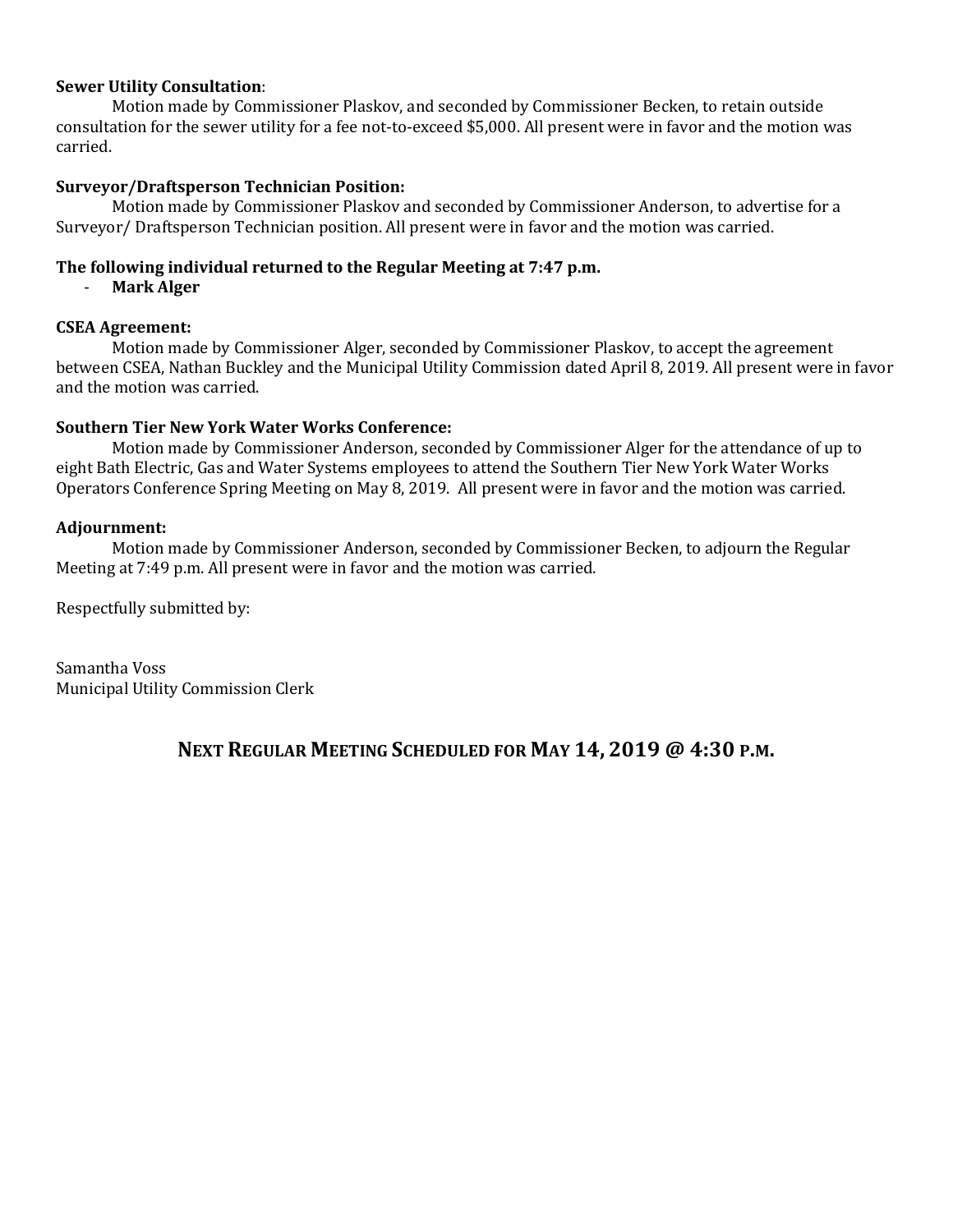**Sewer Utility Consultation**:

Motion made by Commissioner Plaskov, and seconded by Commissioner Becken, to retain outside consultation for the sewer utility for a fee not-to-exceed $5,000. All present were in favor and the motion was carried.

**Surveyor/Draftsperson Technician Position:**

Motion made by Commissioner Plaskov and seconded by Commissioner Anderson, to advertise for a Surveyor/ Draftsperson Technician position. All present were in favor and the motion was carried.

**The following individual returned to the Regular Meeting at 7:47 p.m.**

- **Mark Alger**

**CSEA Agreement:**

Motion made by Commissioner Alger, seconded by Commissioner Plaskov, to accept the agreement between CSEA, Nathan Buckley and the Municipal Utility Commission dated April 8, 2019. All present were in favor and the motion was carried.

**Southern Tier New York Water Works Conference:**

Motion made by Commissioner Anderson, seconded by Commissioner Alger for the attendance of up to eight Bath Electric, Gas and Water Systems employees to attend the Southern Tier New York Water Works Operators Conference Spring Meeting on May 8, 2019. All present were in favor and the motion was carried.

**Adjournment:**

Motion made by Commissioner Anderson, seconded by Commissioner Becken, to adjourn the Regular Meeting at 7:49 p.m. All present were in favor and the motion was carried.

Respectfully submitted by:

Samantha Voss
Municipal Utility Commission Clerk

## NEXT REGULAR MEETING SCHEDULED FOR MAY 14, 2019 @ 4:30 P.M.